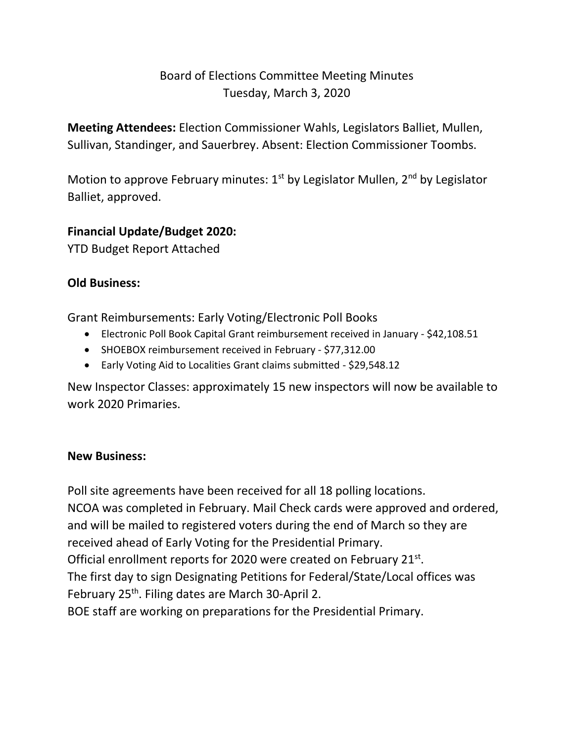# Board of Elections Committee Meeting Minutes
Tuesday, March 3, 2020

**Meeting Attendees:** Election Commissioner Wahls, Legislators Balliet, Mullen, Sullivan, Standinger, and Sauerbrey. Absent: Election Commissioner Toombs.

Motion to approve February minutes: 1st by Legislator Mullen, 2nd by Legislator Balliet, approved.

**Financial Update/Budget 2020:**
YTD Budget Report Attached

**Old Business:**

Grant Reimbursements: Early Voting/Electronic Poll Books

- Electronic Poll Book Capital Grant reimbursement received in January - $42,108.51
- SHOEBOX reimbursement received in February - $77,312.00
- Early Voting Aid to Localities Grant claims submitted - $29,548.12

New Inspector Classes: approximately 15 new inspectors will now be available to work 2020 Primaries.

**New Business:**

Poll site agreements have been received for all 18 polling locations.
NCOA was completed in February. Mail Check cards were approved and ordered, and will be mailed to registered voters during the end of March so they are received ahead of Early Voting for the Presidential Primary.
Official enrollment reports for 2020 were created on February 21st.
The first day to sign Designating Petitions for Federal/State/Local offices was February 25th. Filing dates are March 30-April 2.
BOE staff are working on preparations for the Presidential Primary.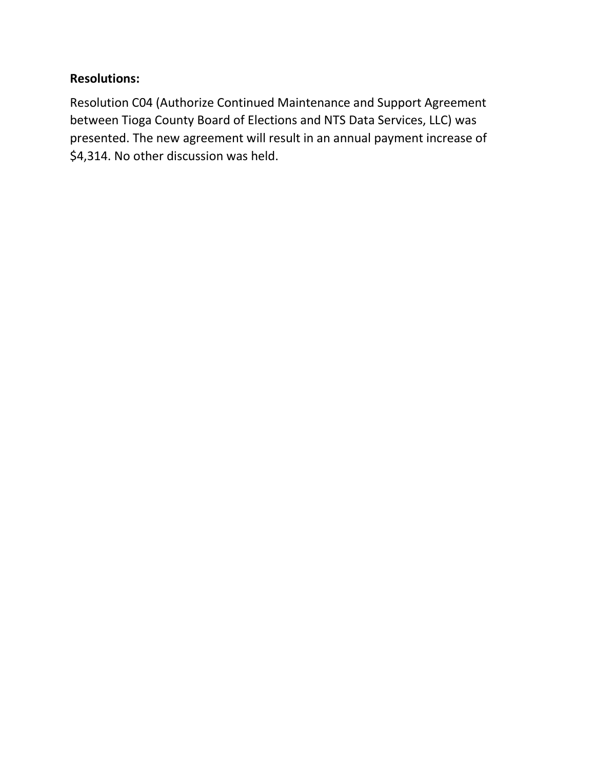**Resolutions:**

Resolution C04 (Authorize Continued Maintenance and Support Agreement between Tioga County Board of Elections and NTS Data Services, LLC) was presented. The new agreement will result in an annual payment increase of $4,314. No other discussion was held.